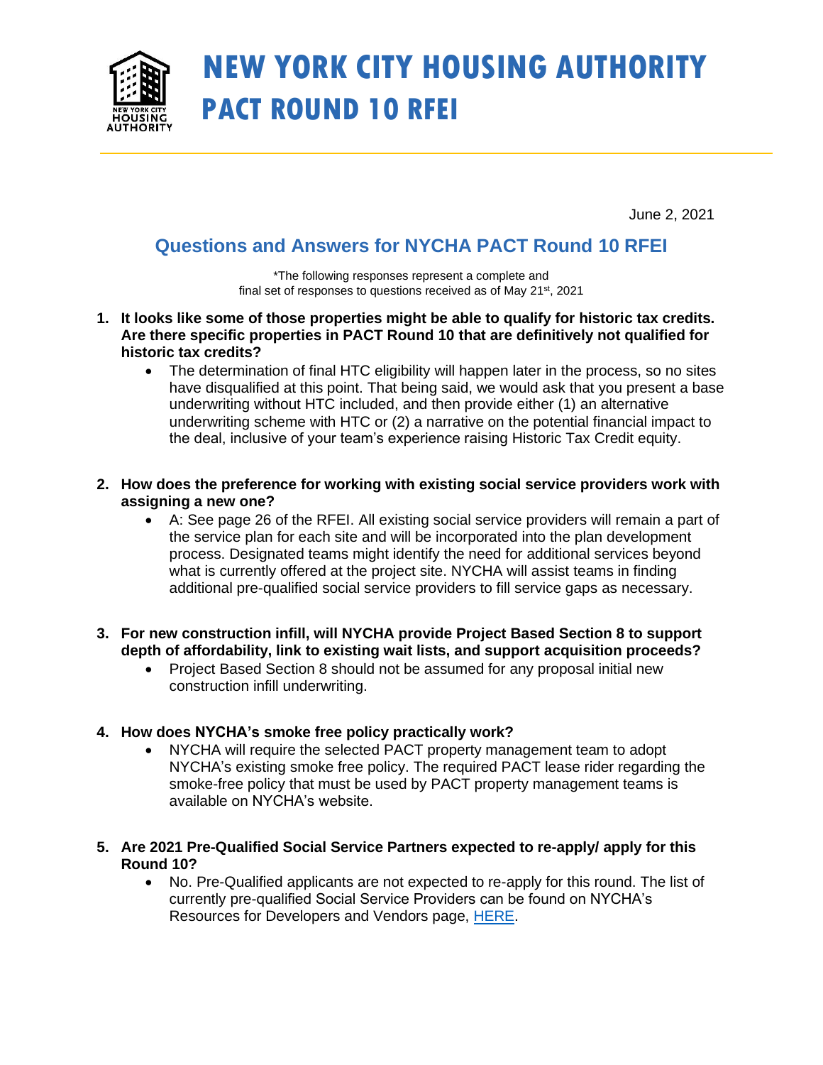# NEW YORK CITY HOUSING AUTHORITY
## PACT ROUND 10 RFEI

June 2, 2021

## Questions and Answers for NYCHA PACT Round 10 RFEI

*The following responses represent a complete and final set of responses to questions received as of May 21st, 2021

1. **It looks like some of those properties might be able to qualify for historic tax credits. Are there specific properties in PACT Round 10 that are definitively not qualified for historic tax credits?**
   - The determination of final HTC eligibility will happen later in the process, so no sites have disqualified at this point. That being said, we would ask that you present a base underwriting without HTC included, and then provide either (1) an alternative underwriting scheme with HTC or (2) a narrative on the potential financial impact to the deal, inclusive of your team's experience raising Historic Tax Credit equity.

2. **How does the preference for working with existing social service providers work with assigning a new one?**
   - A: See page 26 of the RFEI. All existing social service providers will remain a part of the service plan for each site and will be incorporated into the plan development process. Designated teams might identify the need for additional services beyond what is currently offered at the project site. NYCHA will assist teams in finding additional pre-qualified social service providers to fill service gaps as necessary.

3. **For new construction infill, will NYCHA provide Project Based Section 8 to support depth of affordability, link to existing wait lists, and support acquisition proceeds?**
   - Project Based Section 8 should not be assumed for any proposal initial new construction infill underwriting.

4. **How does NYCHA's smoke free policy practically work?**
   - NYCHA will require the selected PACT property management team to adopt NYCHA's existing smoke free policy. The required PACT lease rider regarding the smoke-free policy that must be used by PACT property management teams is available on NYCHA's website.

5. **Are 2021 Pre-Qualified Social Service Partners expected to re-apply/ apply for this Round 10?**
   - No. Pre-Qualified applicants are not expected to re-apply for this round. The list of currently pre-qualified Social Service Providers can be found on NYCHA's Resources for Developers and Vendors page, HERE.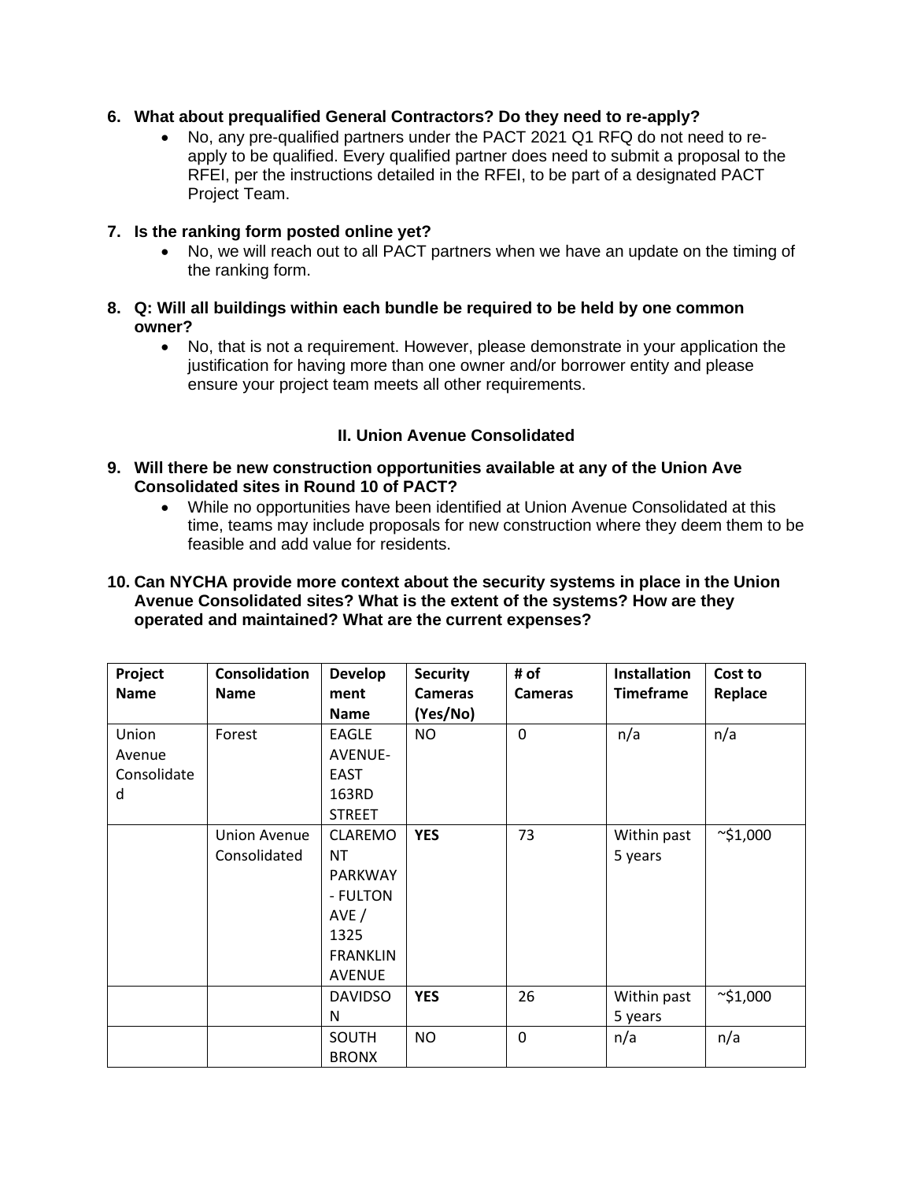6. **What about prequalified General Contractors? Do they need to re-apply?**
   - No, any pre-qualified partners under the PACT 2021 Q1 RFQ do not need to re-apply to be qualified. Every qualified partner does need to submit a proposal to the RFEI, per the instructions detailed in the RFEI, to be part of a designated PACT Project Team.

7. **Is the ranking form posted online yet?**
   - No, we will reach out to all PACT partners when we have an update on the timing of the ranking form.

8. **Q: Will all buildings within each bundle be required to be held by one common owner?**
   - No, that is not a requirement. However, please demonstrate in your application the justification for having more than one owner and/or borrower entity and please ensure your project team meets all other requirements.

## II. Union Avenue Consolidated

9. **Will there be new construction opportunities available at any of the Union Ave Consolidated sites in Round 10 of PACT?**
   - While no opportunities have been identified at Union Avenue Consolidated at this time, teams may include proposals for new construction where they deem them to be feasible and add value for residents.

10. **Can NYCHA provide more context about the security systems in place in the Union Avenue Consolidated sites? What is the extent of the systems? How are they operated and maintained? What are the current expenses?**

| Project Name | Consolidation Name | Development Name | Security Cameras (Yes/No) | # of Cameras | Installation Timeframe | Cost to Replace |
|---|---|---|---|---|---|---|
| Union Avenue Consolidated | Forest | EAGLE AVENUE-EAST 163RD STREET | NO | 0 | n/a | n/a |
| | Union Avenue Consolidated | CLAREMONT PARKWAY - FULTON AVE / 1325 FRANKLIN AVENUE | **YES** | 73 | Within past 5 years | ~$1,000 |
| | | DAVIDSON | **YES** | 26 | Within past 5 years | ~$1,000 |
| | | SOUTH BRONX | NO | 0 | n/a | n/a |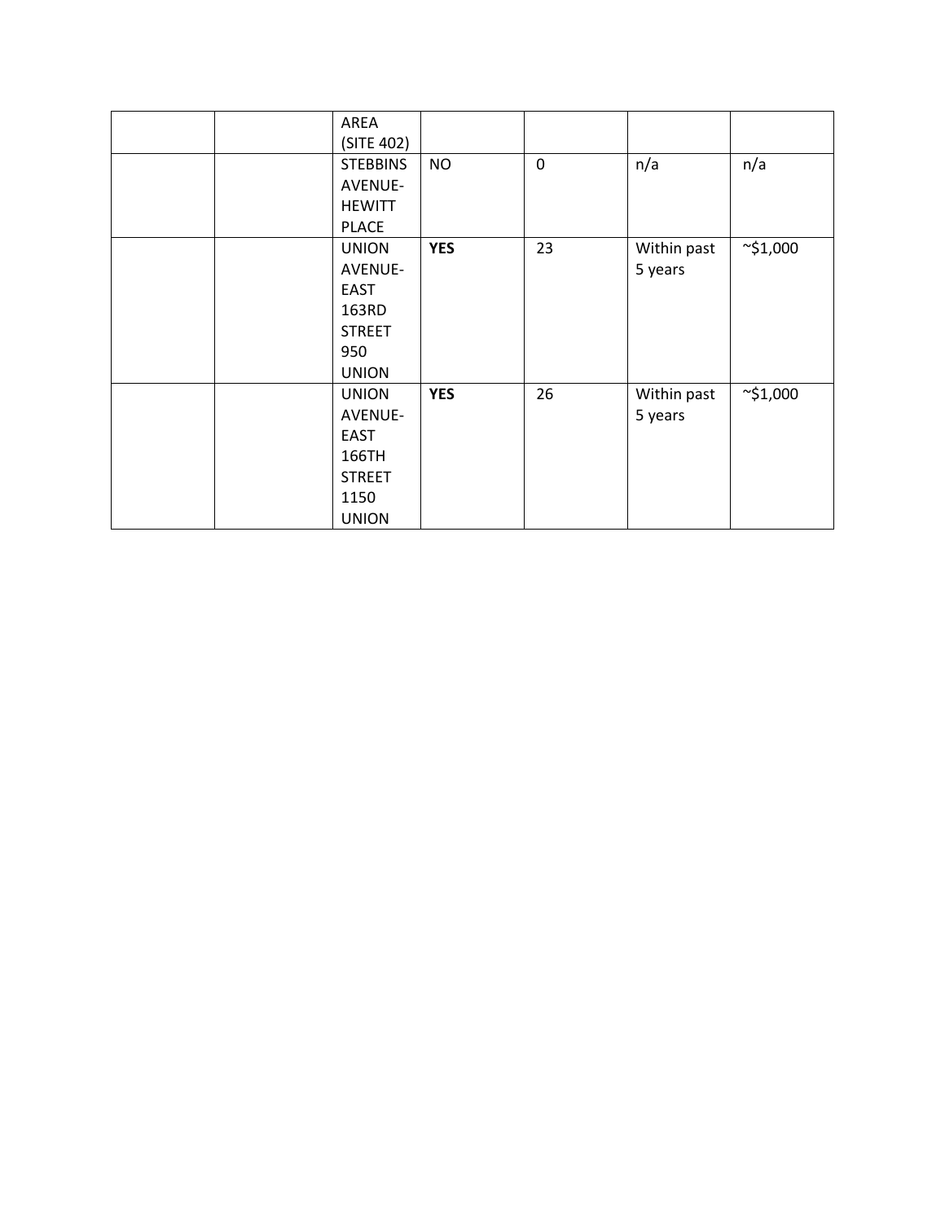| | | | | | | |
|---|---|---|---|---|---|---|
| | | AREA (SITE 402) | | | | |
| | | STEBBINS AVENUE-HEWITT PLACE | NO | 0 | n/a | n/a |
| | | UNION AVENUE-EAST 163RD STREET 950 UNION | **YES** | 23 | Within past 5 years | ~$1,000 |
| | | UNION AVENUE-EAST 166TH STREET 1150 UNION | **YES** | 26 | Within past 5 years | ~$1,000 |